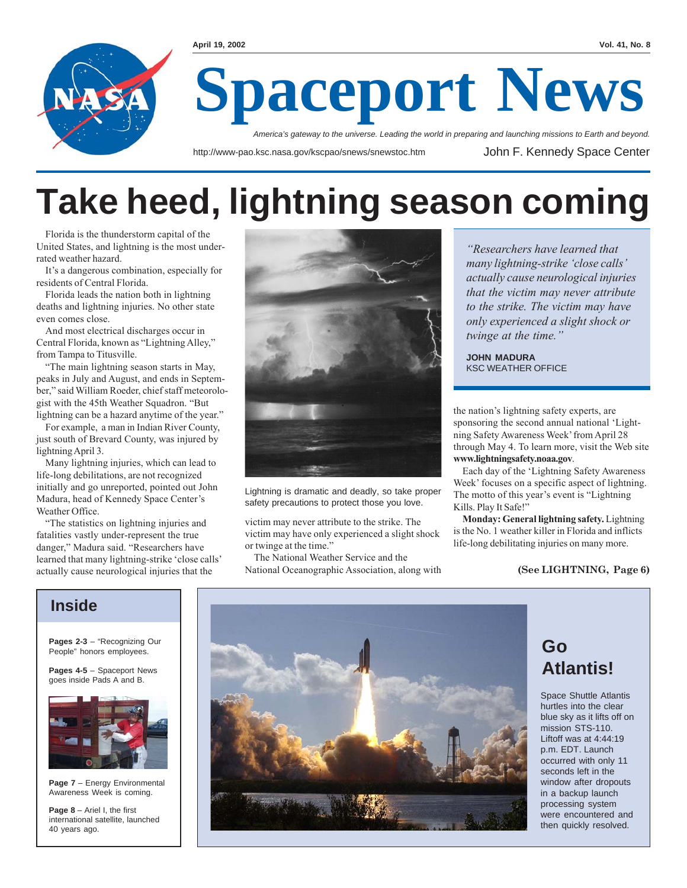# Spaceport News

*America's gateway to the universe. Leading the world in preparing and launching missions to Earth and beyond.*

http://www-pao.ksc.nasa.gov/kscpao/snews/snewstoc.htm

John F. Kennedy Space Center

April 19, 2002

# Take heed, lightning season coming

Florida is the thunderstorm capital of the United States, and lightning is the most underrated weather hazard.

It's a dangerous combination, especially for residents of Central Florida.

Florida leads the nation both in lightning deaths and lightning injuries. No other state even comes close.

And most electrical discharges occur in Central Florida, known as "Lightning Alley," from Tampa to Titusville.

"The main lightning season starts in May, peaks in July and August, and ends in September," said William Roeder, chief staff meteorologist with the 45th Weather Squadron. "But lightning can be a hazard anytime of the year."

For example, a man in Indian River County, just south of Brevard County, was injured by lightning April 3.

Many lightning injuries, which can lead to life-long debilitations, are not recognized initially and go unreported, pointed out John Madura, head of Kennedy Space Center's Weather Office.

"The statistics on lightning injuries and fatalities vastly under-represent the true danger," Madura said. "Researchers have learned that many lightning-strike 'close calls' actually cause neurological injuries that the victim may never attribute to the strike. The victim may have only experienced a slight shock or twinge at the time."

Lightning is dramatic and deadly, so take proper safety precautions to protect those you love.

The National Weather Service and the National Oceanographic Association, along with the nation's lightning safety experts, are sponsoring the second annual national 'Lightning Safety Awareness Week' from April 28 through May 4. To learn more, visit the Web site **www.lightningsafety.noaa.gov**.

> *"Researchers have learned that many lightning-strike 'close calls' actually cause neurological injuries that the victim may never attribute to the strike. The victim may have only experienced a slight shock or twinge at the time."*
>
> **JOHN MADURA**
> KSC WEATHER OFFICE

Each day of the 'Lightning Safety Awareness Week' focuses on a specific aspect of lightning. The motto of this year's event is "Lightning Kills. Play It Safe!"

**Monday: General lightning safety.** Lightning is the No. 1 weather killer in Florida and inflicts life-long debilitating injuries on many more.

**(See LIGHTNING, Page 6)**

## Inside

**Pages 2-3** – "Recognizing Our People" honors employees.

**Pages 4-5** – Spaceport News goes inside Pads A and B.

**Page 7** – Energy Environmental Awareness Week is coming.

**Page 8** – Ariel I, the first international satellite, launched 40 years ago.

## Go Atlantis!

Space Shuttle Atlantis hurtles into the clear blue sky as it lifts off on mission STS-110. Liftoff was at 4:44:19 p.m. EDT. Launch occurred with only 11 seconds left in the window after dropouts in a backup launch processing system were encountered and then quickly resolved.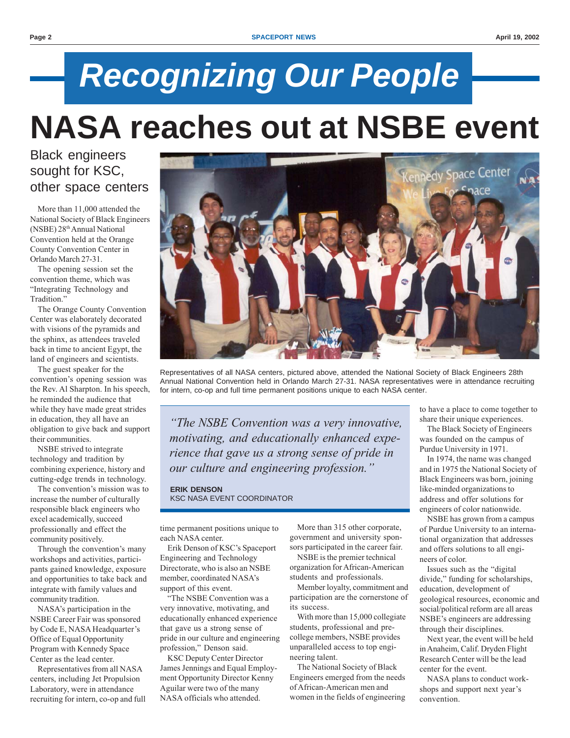# Recognizing Our People

# NASA reaches out at NSBE event

## Black engineers sought for KSC, other space centers

More than 11,000 attended the National Society of Black Engineers (NSBE) 28th Annual National Convention held at the Orange County Convention Center in Orlando March 27-31.

The opening session set the convention theme, which was "Integrating Technology and Tradition."

The Orange County Convention Center was elaborately decorated with visions of the pyramids and the sphinx, as attendees traveled back in time to ancient Egypt, the land of engineers and scientists.

The guest speaker for the convention's opening session was the Rev. Al Sharpton. In his speech, he reminded the audience that while they have made great strides in education, they all have an obligation to give back and support their communities.

NSBE strived to integrate technology and tradition by combining experience, history and cutting-edge trends in technology.

The convention's mission was to increase the number of culturally responsible black engineers who excel academically, succeed professionally and effect the community positively.

Through the convention's many workshops and activities, participants gained knowledge, exposure and opportunities to take back and integrate with family values and community tradition.

NASA's participation in the NSBE Career Fair was sponsored by Code E, NASA Headquarter's Office of Equal Opportunity Program with Kennedy Space Center as the lead center.

Representatives from all NASA centers, including Jet Propulsion Laboratory, were in attendance recruiting for intern, co-op and full time permanent positions unique to each NASA center.

Representatives of all NASA centers, pictured above, attended the National Society of Black Engineers 28th Annual National Convention held in Orlando March 27-31. NASA representatives were in attendance recruiting for intern, co-op and full time permanent positions unique to each NASA center.

> *"The NSBE Convention was a very innovative, motivating, and educationally enhanced experience that gave us a strong sense of pride in our culture and engineering profession."*
>
> **ERIK DENSON**
> KSC NASA EVENT COORDINATOR

Erik Denson of KSC's Spaceport Engineering and Technology Directorate, who is also an NSBE member, coordinated NASA's support of this event.

"The NSBE Convention was a very innovative, motivating, and educationally enhanced experience that gave us a strong sense of pride in our culture and engineering profession," Denson said.

KSC Deputy Center Director James Jennings and Equal Employment Opportunity Director Kenny Aguilar were two of the many NASA officials who attended.

More than 315 other corporate, government and university sponsors participated in the career fair.

NSBE is the premier technical organization for African-American students and professionals.

Member loyalty, commitment and participation are the cornerstone of its success.

With more than 15,000 collegiate students, professional and pre-college members, NSBE provides unparalleled access to top engineering talent.

The National Society of Black Engineers emerged from the needs of African-American men and women in the fields of engineering to have a place to come together to share their unique experiences.

The Black Society of Engineers was founded on the campus of Purdue University in 1971.

In 1974, the name was changed and in 1975 the National Society of Black Engineers was born, joining like-minded organizations to address and offer solutions for engineers of color nationwide.

NSBE has grown from a campus of Purdue University to an international organization that addresses and offers solutions to all engineers of color.

Issues such as the "digital divide," funding for scholarships, education, development of geological resources, economic and social/political reform are all areas NSBE's engineers are addressing through their disciplines.

Next year, the event will be held in Anaheim, Calif. Dryden Flight Research Center will be the lead center for the event.

NASA plans to conduct workshops and support next year's convention.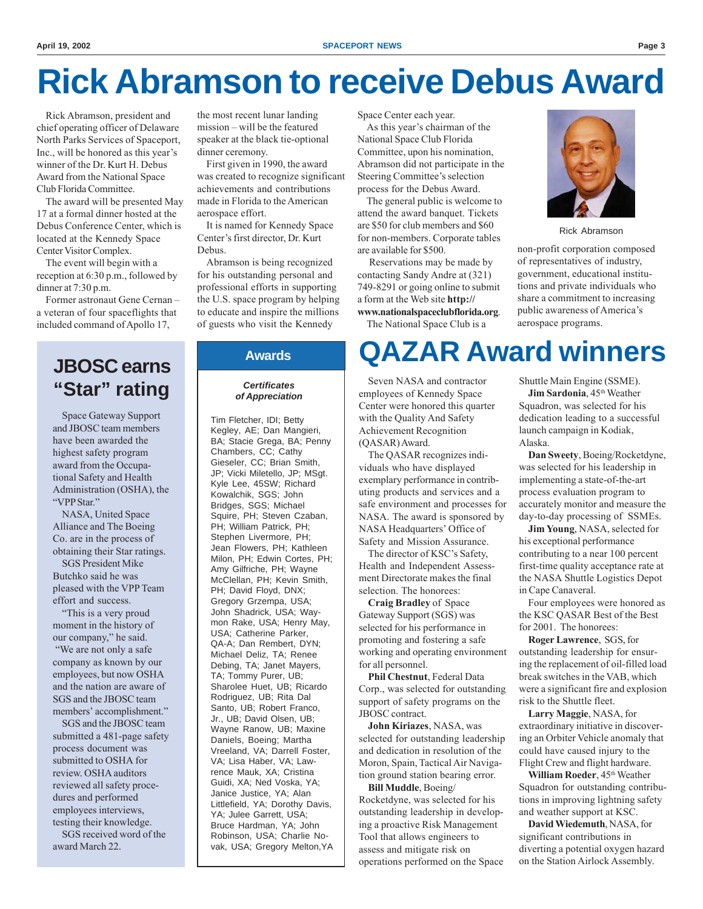# Rick Abramson to receive Debus Award

Rick Abramson, president and chief operating officer of Delaware North Parks Services of Spaceport, Inc., will be honored as this year's winner of the Dr. Kurt H. Debus Award from the National Space Club Florida Committee.

The award will be presented May 17 at a formal dinner hosted at the Debus Conference Center, which is located at the Kennedy Space Center Visitor Complex.

The event will begin with a reception at 6:30 p.m., followed by dinner at 7:30 p.m.

Former astronaut Gene Cernan – a veteran of four spaceflights that included command of Apollo 17, the most recent lunar landing mission – will be the featured speaker at the black tie-optional dinner ceremony.

First given in 1990, the award was created to recognize significant achievements and contributions made in Florida to the American aerospace effort.

It is named for Kennedy Space Center's first director, Dr. Kurt Debus.

Abramson is being recognized for his outstanding personal and professional efforts in supporting the U.S. space program by helping to educate and inspire the millions of guests who visit the Kennedy Space Center each year.

As this year's chairman of the National Space Club Florida Committee, upon his nomination, Abramson did not participate in the Steering Committee's selection process for the Debus Award.

The general public is welcome to attend the award banquet. Tickets are $50 for club members and $60 for non-members. Corporate tables are available for $500.

Reservations may be made by contacting Sandy Andre at (321) 749-8291 or going online to submit a form at the Web site **http://www.nationalspaceclubflorida.org**.

The National Space Club is a non-profit corporation composed of representatives of industry, government, educational institutions and private individuals who share a commitment to increasing public awareness of America's aerospace programs.

Rick Abramson

## JBOSC earns "Star" rating

Space Gateway Support and JBOSC team members have been awarded the highest safety program award from the Occupational Safety and Health Administration (OSHA), the "VPP Star."

NASA, United Space Alliance and The Boeing Co. are in the process of obtaining their Star ratings.

SGS President Mike Butchko said he was pleased with the VPP Team effort and success.

"This is a very proud moment in the history of our company," he said. "We are not only a safe company as known by our employees, but now OSHA and the nation are aware of SGS and the JBOSC team members' accomplishment."

SGS and the JBOSC team submitted a 481-page safety process document was submitted to OSHA for review. OSHA auditors reviewed all safety procedures and performed employees interviews, testing their knowledge.

SGS received word of the award March 22.

## Awards

***Certificates of Appreciation***

Tim Fletcher, IDI; Betty Kegley, AE; Dan Mangieri, BA; Stacie Grega, BA; Penny Chambers, CC; Cathy Gieseler, CC; Brian Smith, JP; Vicki Miletello, JP; MSgt. Kyle Lee, 45SW; Richard Kowalchik, SGS; John Bridges, SGS; Michael Squire, PH; Steven Czaban, PH; William Patrick, PH; Stephen Livermore, PH; Jean Flowers, PH; Kathleen Milon, PH; Edwin Cortes, PH; Amy Gilfriche, PH; Wayne McClellan, PH; Kevin Smith, PH; David Floyd, DNX; Gregory Grzempa, USA; John Shadrick, USA; Waymon Rake, USA; Henry May, USA; Catherine Parker, QA-A; Dan Rembert, DYN; Michael Deliz, TA; Renee Debing, TA; Janet Mayers, TA; Tommy Purer, UB; Sharolee Huet, UB; Ricardo Rodriguez, UB; Rita Dal Santo, UB; Robert Franco, Jr., UB; David Olsen, UB; Wayne Ranow, UB; Maxine Daniels, Boeing; Martha Vreeland, VA; Darrell Foster, VA; Lisa Haber, VA; Lawrence Mauk, XA; Cristina Guidi, XA; Ned Voska, YA; Janice Justice, YA; Alan Littlefield, YA; Dorothy Davis, YA; Julee Garrett, USA; Bruce Hardman, YA; John Robinson, USA; Charlie Novak, USA; Gregory Melton,YA

# QAZAR Award winners

Seven NASA and contractor employees of Kennedy Space Center were honored this quarter with the Quality And Safety Achievement Recognition (QASAR) Award.

The QASAR recognizes individuals who have displayed exemplary performance in contributing products and services and a safe environment and processes for NASA. The award is sponsored by NASA Headquarters' Office of Safety and Mission Assurance.

The director of KSC's Safety, Health and Independent Assessment Directorate makes the final selection. The honorees:

**Craig Bradley** of Space Gateway Support (SGS) was selected for his performance in promoting and fostering a safe working and operating environment for all personnel.

**Phil Chestnut**, Federal Data Corp., was selected for outstanding support of safety programs on the JBOSC contract.

**John Kiriazes**, NASA, was selected for outstanding leadership and dedication in resolution of the Moron, Spain, Tactical Air Navigation ground station bearing error.

**Bill Muddle**, Boeing/Rocketdyne, was selected for his outstanding leadership in developing a proactive Risk Management Tool that allows engineers to assess and mitigate risk on operations performed on the Space Shuttle Main Engine (SSME).

**Jim Sardonia**, 45th Weather Squadron, was selected for his dedication leading to a successful launch campaign in Kodiak, Alaska.

**Dan Sweety**, Boeing/Rocketdyne, was selected for his leadership in implementing a state-of-the-art process evaluation program to accurately monitor and measure the day-to-day processing of SSMEs.

**Jim Young**, NASA, selected for his exceptional performance contributing to a near 100 percent first-time quality acceptance rate at the NASA Shuttle Logistics Depot in Cape Canaveral.

Four employees were honored as the KSC QASAR Best of the Best for 2001. The honorees:

**Roger Lawrence**, SGS, for outstanding leadership for ensuring the replacement of oil-filled load break switches in the VAB, which were a significant fire and explosion risk to the Shuttle fleet.

**Larry Maggie**, NASA, for extraordinary initiative in discovering an Orbiter Vehicle anomaly that could have caused injury to the Flight Crew and flight hardware.

**William Roeder**, 45th Weather Squadron for outstanding contributions in improving lightning safety and weather support at KSC.

**David Wiedemuth**, NASA, for significant contributions in diverting a potential oxygen hazard on the Station Airlock Assembly.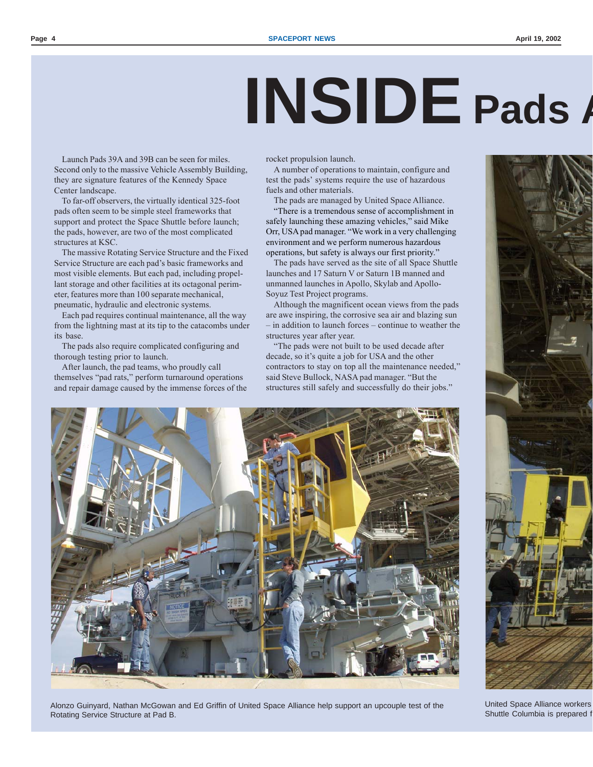# INSIDE Pads A

Launch Pads 39A and 39B can be seen for miles. Second only to the massive Vehicle Assembly Building, they are signature features of the Kennedy Space Center landscape.

To far-off observers, the virtually identical 325-foot pads often seem to be simple steel frameworks that support and protect the Space Shuttle before launch; the pads, however, are two of the most complicated structures at KSC.

The massive Rotating Service Structure and the Fixed Service Structure are each pad's basic frameworks and most visible elements. But each pad, including propellant storage and other facilities at its octagonal perimeter, features more than 100 separate mechanical, pneumatic, hydraulic and electronic systems.

Each pad requires continual maintenance, all the way from the lightning mast at its tip to the catacombs under its base.

The pads also require complicated configuring and thorough testing prior to launch.

After launch, the pad teams, who proudly call themselves "pad rats," perform turnaround operations and repair damage caused by the immense forces of the rocket propulsion launch.

A number of operations to maintain, configure and test the pads' systems require the use of hazardous fuels and other materials.

The pads are managed by United Space Alliance.

"There is a tremendous sense of accomplishment in safely launching these amazing vehicles," said Mike Orr, USA pad manager. "We work in a very challenging environment and we perform numerous hazardous operations, but safety is always our first priority."

The pads have served as the site of all Space Shuttle launches and 17 Saturn V or Saturn 1B manned and unmanned launches in Apollo, Skylab and Apollo-Soyuz Test Project programs.

Although the magnificent ocean views from the pads are awe inspiring, the corrosive sea air and blazing sun – in addition to launch forces – continue to weather the structures year after year.

"The pads were not built to be used decade after decade, so it's quite a job for USA and the other contractors to stay on top all the maintenance needed," said Steve Bullock, NASA pad manager. "But the structures still safely and successfully do their jobs."

Alonzo Guinyard, Nathan McGowan and Ed Griffin of United Space Alliance help support an upcouple test of the Rotating Service Structure at Pad B.

United Space Alliance workers ... Shuttle Columbia is prepared f...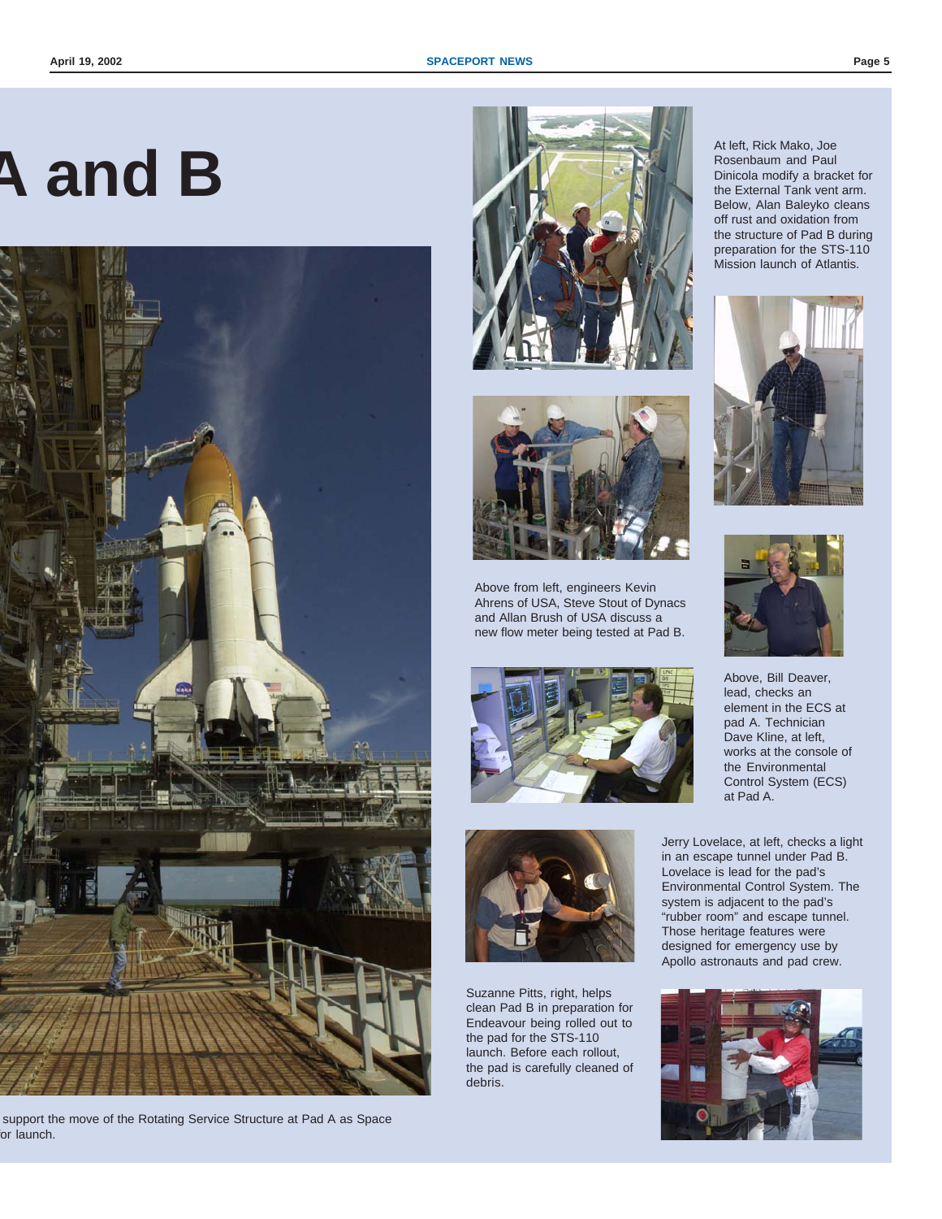# A and B

support the move of the Rotating Service Structure at Pad A as Space
or launch.

At left, Rick Mako, Joe Rosenbaum and Paul Dinicola modify a bracket for the External Tank vent arm. Below, Alan Baleyko cleans off rust and oxidation from the structure of Pad B during preparation for the STS-110 Mission launch of Atlantis.

Above from left, engineers Kevin Ahrens of USA, Steve Stout of Dynacs and Allan Brush of USA discuss a new flow meter being tested at Pad B.

Above, Bill Deaver, lead, checks an element in the ECS at pad A. Technician Dave Kline, at left, works at the console of the Environmental Control System (ECS) at Pad A.

Jerry Lovelace, at left, checks a light in an escape tunnel under Pad B. Lovelace is lead for the pad's Environmental Control System. The system is adjacent to the pad's "rubber room" and escape tunnel. Those heritage features were designed for emergency use by Apollo astronauts and pad crew.

Suzanne Pitts, right, helps clean Pad B in preparation for Endeavour being rolled out to the pad for the STS-110 launch. Before each rollout, the pad is carefully cleaned of debris.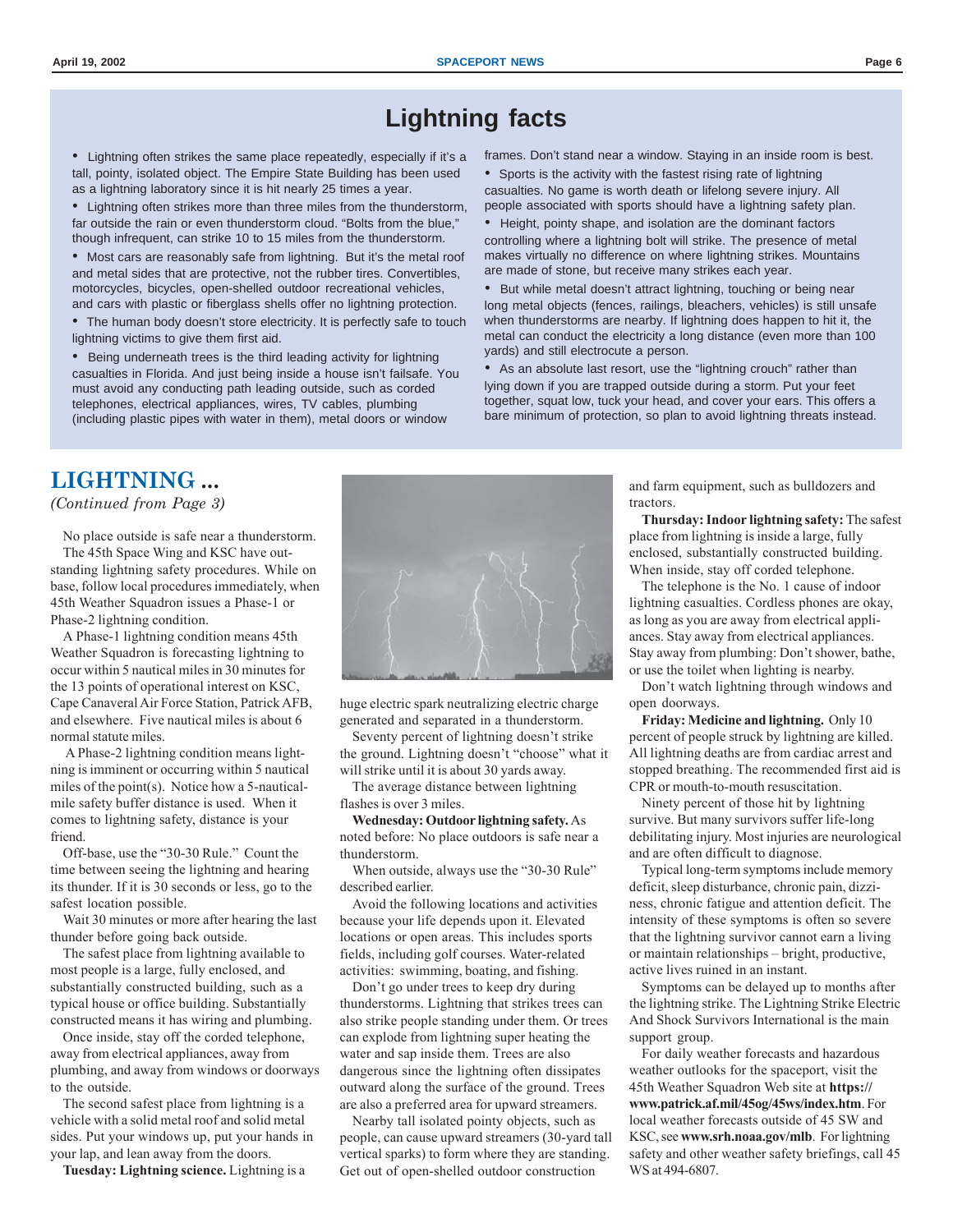## Lightning facts

- Lightning often strikes the same place repeatedly, especially if it's a tall, pointy, isolated object. The Empire State Building has been used as a lightning laboratory since it is hit nearly 25 times a year.
- Lightning often strikes more than three miles from the thunderstorm, far outside the rain or even thunderstorm cloud. "Bolts from the blue," though infrequent, can strike 10 to 15 miles from the thunderstorm.
- Most cars are reasonably safe from lightning. But it's the metal roof and metal sides that are protective, not the rubber tires. Convertibles, motorcycles, bicycles, open-shelled outdoor recreational vehicles, and cars with plastic or fiberglass shells offer no lightning protection.
- The human body doesn't store electricity. It is perfectly safe to touch lightning victims to give them first aid.
- Being underneath trees is the third leading activity for lightning casualties in Florida. And just being inside a house isn't failsafe. You must avoid any conducting path leading outside, such as corded telephones, electrical appliances, wires, TV cables, plumbing (including plastic pipes with water in them), metal doors or window frames. Don't stand near a window. Staying in an inside room is best.
- Sports is the activity with the fastest rising rate of lightning casualties. No game is worth death or lifelong severe injury. All people associated with sports should have a lightning safety plan.
- Height, pointy shape, and isolation are the dominant factors controlling where a lightning bolt will strike. The presence of metal makes virtually no difference on where lightning strikes. Mountains are made of stone, but receive many strikes each year.
- But while metal doesn't attract lightning, touching or being near long metal objects (fences, railings, bleachers, vehicles) is still unsafe when thunderstorms are nearby. If lightning does happen to hit it, the metal can conduct the electricity a long distance (even more than 100 yards) and still electrocute a person.
- As an absolute last resort, use the "lightning crouch" rather than lying down if you are trapped outside during a storm. Put your feet together, squat low, tuck your head, and cover your ears. This offers a bare minimum of protection, so plan to avoid lightning threats instead.

## LIGHTNING ...

*(Continued from Page 3)*

No place outside is safe near a thunderstorm.

The 45th Space Wing and KSC have outstanding lightning safety procedures. While on base, follow local procedures immediately, when 45th Weather Squadron issues a Phase-1 or Phase-2 lightning condition.

A Phase-1 lightning condition means 45th Weather Squadron is forecasting lightning to occur within 5 nautical miles in 30 minutes for the 13 points of operational interest on KSC, Cape Canaveral Air Force Station, Patrick AFB, and elsewhere. Five nautical miles is about 6 normal statute miles.

A Phase-2 lightning condition means lightning is imminent or occurring within 5 nautical miles of the point(s). Notice how a 5-nautical-mile safety buffer distance is used. When it comes to lightning safety, distance is your friend.

Off-base, use the "30-30 Rule." Count the time between seeing the lightning and hearing its thunder. If it is 30 seconds or less, go to the safest location possible.

Wait 30 minutes or more after hearing the last thunder before going back outside.

The safest place from lightning available to most people is a large, fully enclosed, and substantially constructed building, such as a typical house or office building. Substantially constructed means it has wiring and plumbing.

Once inside, stay off the corded telephone, away from electrical appliances, away from plumbing, and away from windows or doorways to the outside.

The second safest place from lightning is a vehicle with a solid metal roof and solid metal sides. Put your windows up, put your hands in your lap, and lean away from the doors.

**Tuesday: Lightning science.** Lightning is a huge electric spark neutralizing electric charge generated and separated in a thunderstorm.

Seventy percent of lightning doesn't strike the ground. Lightning doesn't "choose" what it will strike until it is about 30 yards away.

The average distance between lightning flashes is over 3 miles.

**Wednesday: Outdoor lightning safety.** As noted before: No place outdoors is safe near a thunderstorm.

When outside, always use the "30-30 Rule" described earlier.

Avoid the following locations and activities because your life depends upon it. Elevated locations or open areas. This includes sports fields, including golf courses. Water-related activities: swimming, boating, and fishing.

Don't go under trees to keep dry during thunderstorms. Lightning that strikes trees can also strike people standing under them. Or trees can explode from lightning super heating the water and sap inside them. Trees are also dangerous since the lightning often dissipates outward along the surface of the ground. Trees are also a preferred area for upward streamers.

Nearby tall isolated pointy objects, such as people, can cause upward streamers (30-yard tall vertical sparks) to form where they are standing. Get out of open-shelled outdoor construction and farm equipment, such as bulldozers and tractors.

**Thursday: Indoor lightning safety:** The safest place from lightning is inside a large, fully enclosed, substantially constructed building. When inside, stay off corded telephone.

The telephone is the No. 1 cause of indoor lightning casualties. Cordless phones are okay, as long as you are away from electrical appliances. Stay away from electrical appliances. Stay away from plumbing: Don't shower, bathe, or use the toilet when lighting is nearby.

Don't watch lightning through windows and open doorways.

**Friday: Medicine and lightning.** Only 10 percent of people struck by lightning are killed. All lightning deaths are from cardiac arrest and stopped breathing. The recommended first aid is CPR or mouth-to-mouth resuscitation.

Ninety percent of those hit by lightning survive. But many survivors suffer life-long debilitating injury. Most injuries are neurological and are often difficult to diagnose.

Typical long-term symptoms include memory deficit, sleep disturbance, chronic pain, dizziness, chronic fatigue and attention deficit. The intensity of these symptoms is often so severe that the lightning survivor cannot earn a living or maintain relationships – bright, productive, active lives ruined in an instant.

Symptoms can be delayed up to months after the lightning strike. The Lightning Strike Electric And Shock Survivors International is the main support group.

For daily weather forecasts and hazardous weather outlooks for the spaceport, visit the 45th Weather Squadron Web site at **https://www.patrick.af.mil/45og/45ws/index.htm**. For local weather forecasts outside of 45 SW and KSC, see **www.srh.noaa.gov/mlb**. For lightning safety and other weather safety briefings, call 45 WS at 494-6807.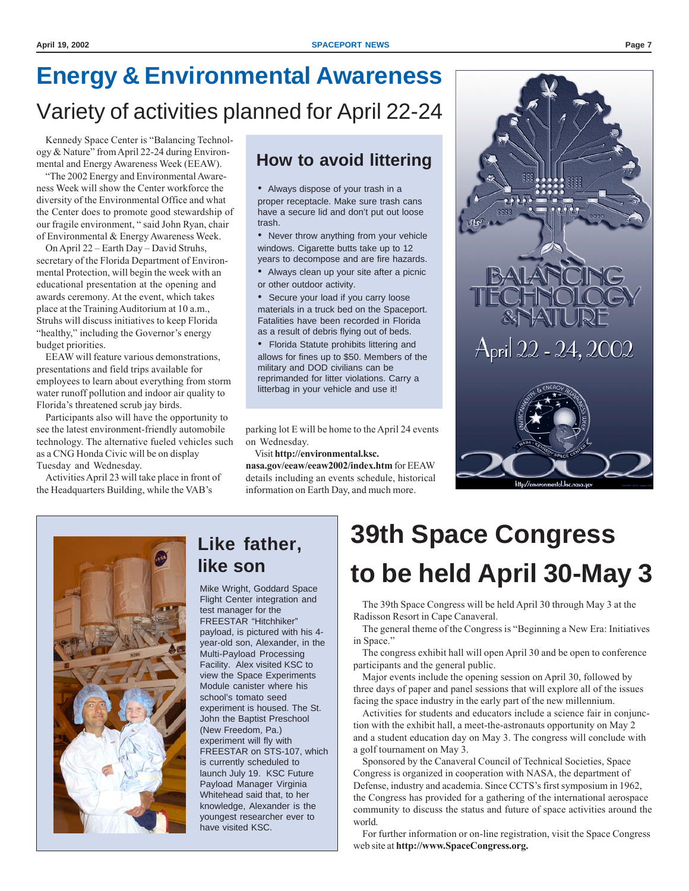# Energy & Environmental Awareness

## Variety of activities planned for April 22-24

Kennedy Space Center is "Balancing Technology & Nature" from April 22-24 during Environmental and Energy Awareness Week (EEAW).

"The 2002 Energy and Environmental Awareness Week will show the Center workforce the diversity of the Environmental Office and what the Center does to promote good stewardship of our fragile environment, " said John Ryan, chair of Environmental & Energy Awareness Week.

On April 22 – Earth Day – David Struhs, secretary of the Florida Department of Environmental Protection, will begin the week with an educational presentation at the opening and awards ceremony. At the event, which takes place at the Training Auditorium at 10 a.m., Struhs will discuss initiatives to keep Florida "healthy," including the Governor's energy budget priorities.

EEAW will feature various demonstrations, presentations and field trips available for employees to learn about everything from storm water runoff pollution and indoor air quality to Florida's threatened scrub jay birds.

Participants also will have the opportunity to see the latest environment-friendly automobile technology. The alternative fueled vehicles such as a CNG Honda Civic will be on display Tuesday and Wednesday.

Activities April 23 will take place in front of the Headquarters Building, while the VAB's parking lot E will be home to the April 24 events on Wednesday.

Visit **http://environmental.ksc.nasa.gov/eeaw/eeaw2002/index.htm** for EEAW details including an events schedule, historical information on Earth Day, and much more.

### How to avoid littering

- Always dispose of your trash in a proper receptacle. Make sure trash cans have a secure lid and don't put out loose trash.
- Never throw anything from your vehicle windows. Cigarette butts take up to 12 years to decompose and are fire hazards.
- Always clean up your site after a picnic or other outdoor activity.
- Secure your load if you carry loose materials in a truck bed on the Spaceport. Fatalities have been recorded in Florida as a result of debris flying out of beds.
- Florida Statute prohibits littering and allows for fines up to $50. Members of the military and DOD civilians can be reprimanded for litter violations. Carry a litterbag in your vehicle and use it!

BALANCING TECHNOLOGY & NATURE

April 22 - 24, 2002

Environmental & Energy Awareness Week — NASA Kennedy Space Center

2002

http://environmental.ksc.nasa.gov

### Like father, like son

Mike Wright, Goddard Space Flight Center integration and test manager for the FREESTAR "Hitchhiker" payload, is pictured with his 4-year-old son, Alexander, in the Multi-Payload Processing Facility. Alex visited KSC to view the Space Experiments Module canister where his school's tomato seed experiment is housed. The St. John the Baptist Preschool (New Freedom, Pa.) experiment will fly with FREESTAR on STS-107, which is currently scheduled to launch July 19. KSC Future Payload Manager Virginia Whitehead said that, to her knowledge, Alexander is the youngest researcher ever to have visited KSC.

# 39th Space Congress to be held April 30-May 3

The 39th Space Congress will be held April 30 through May 3 at the Radisson Resort in Cape Canaveral.

The general theme of the Congress is "Beginning a New Era: Initiatives in Space."

The congress exhibit hall will open April 30 and be open to conference participants and the general public.

Major events include the opening session on April 30, followed by three days of paper and panel sessions that will explore all of the issues facing the space industry in the early part of the new millennium.

Activities for students and educators include a science fair in conjunction with the exhibit hall, a meet-the-astronauts opportunity on May 2 and a student education day on May 3. The congress will conclude with a golf tournament on May 3.

Sponsored by the Canaveral Council of Technical Societies, Space Congress is organized in cooperation with NASA, the department of Defense, industry and academia. Since CCTS's first symposium in 1962, the Congress has provided for a gathering of the international aerospace community to discuss the status and future of space activities around the world.

For further information or on-line registration, visit the Space Congress web site at **http://www.SpaceCongress.org.**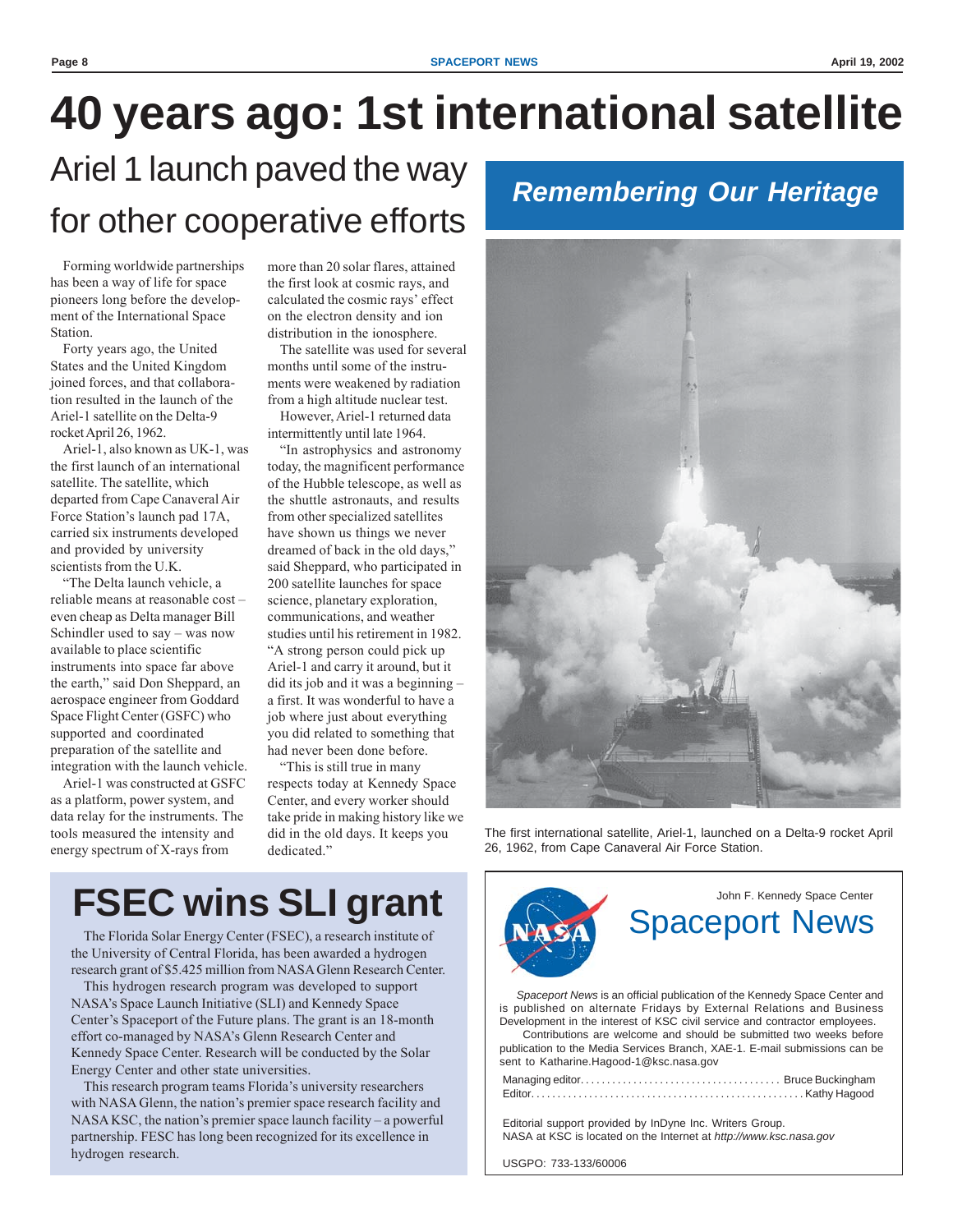# 40 years ago: 1st international satellite

## Ariel 1 launch paved the way for other cooperative efforts

### *Remembering Our Heritage*

Forming worldwide partnerships has been a way of life for space pioneers long before the development of the International Space Station.

Forty years ago, the United States and the United Kingdom joined forces, and that collaboration resulted in the launch of the Ariel-1 satellite on the Delta-9 rocket April 26, 1962.

Ariel-1, also known as UK-1, was the first launch of an international satellite. The satellite, which departed from Cape Canaveral Air Force Station's launch pad 17A, carried six instruments developed and provided by university scientists from the U.K.

"The Delta launch vehicle, a reliable means at reasonable cost – even cheap as Delta manager Bill Schindler used to say – was now available to place scientific instruments into space far above the earth," said Don Sheppard, an aerospace engineer from Goddard Space Flight Center (GSFC) who supported and coordinated preparation of the satellite and integration with the launch vehicle.

Ariel-1 was constructed at GSFC as a platform, power system, and data relay for the instruments. The tools measured the intensity and energy spectrum of X-rays from more than 20 solar flares, attained the first look at cosmic rays, and calculated the cosmic rays' effect on the electron density and ion distribution in the ionosphere.

The satellite was used for several months until some of the instruments were weakened by radiation from a high altitude nuclear test.

However, Ariel-1 returned data intermittently until late 1964.

"In astrophysics and astronomy today, the magnificent performance of the Hubble telescope, as well as the shuttle astronauts, and results from other specialized satellites have shown us things we never dreamed of back in the old days," said Sheppard, who participated in 200 satellite launches for space science, planetary exploration, communications, and weather studies until his retirement in 1982. "A strong person could pick up Ariel-1 and carry it around, but it did its job and it was a beginning – a first. It was wonderful to have a job where just about everything you did related to something that had never been done before.

"This is still true in many respects today at Kennedy Space Center, and every worker should take pride in making history like we did in the old days. It keeps you dedicated."

The first international satellite, Ariel-1, launched on a Delta-9 rocket April 26, 1962, from Cape Canaveral Air Force Station.

# FSEC wins SLI grant

The Florida Solar Energy Center (FSEC), a research institute of the University of Central Florida, has been awarded a hydrogen research grant of $5.425 million from NASA Glenn Research Center.

This hydrogen research program was developed to support NASA's Space Launch Initiative (SLI) and Kennedy Space Center's Spaceport of the Future plans. The grant is an 18-month effort co-managed by NASA's Glenn Research Center and Kennedy Space Center. Research will be conducted by the Solar Energy Center and other state universities.

This research program teams Florida's university researchers with NASA Glenn, the nation's premier space research facility and NASA KSC, the nation's premier space launch facility – a powerful partnership. FESC has long been recognized for its excellence in hydrogen research.

---

John F. Kennedy Space Center

## Spaceport News

*Spaceport News* is an official publication of the Kennedy Space Center and is published on alternate Fridays by External Relations and Business Development in the interest of KSC civil service and contractor employees.

Contributions are welcome and should be submitted two weeks before publication to the Media Services Branch, XAE-1. E-mail submissions can be sent to Katharine.Hagood-1@ksc.nasa.gov

Managing editor. . . . . . . . . . . . . . . . . . . . . . . . . . . . . . . . . . . . . . Bruce Buckingham
Editor. . . . . . . . . . . . . . . . . . . . . . . . . . . . . . . . . . . . . . . . . . . . . . . . . . . Kathy Hagood

Editorial support provided by InDyne Inc. Writers Group.
NASA at KSC is located on the Internet at *http://www.ksc.nasa.gov*

USGPO: 733-133/60006